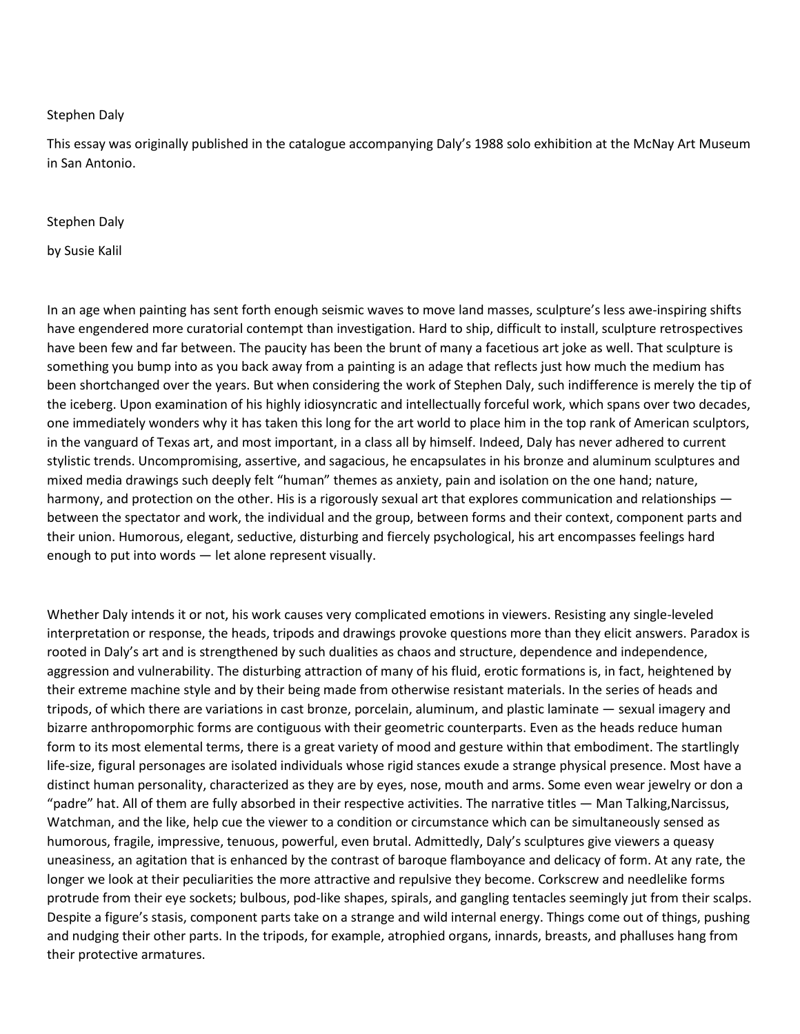Stephen Daly

This essay was originally published in the catalogue accompanying Daly's 1988 solo exhibition at the McNay Art Museum in San Antonio.

# Stephen Daly

by Susie Kalil

In an age when painting has sent forth enough seismic waves to move land masses, sculpture's less awe-inspiring shifts have engendered more curatorial contempt than investigation. Hard to ship, difficult to install, sculpture retrospectives have been few and far between. The paucity has been the brunt of many a facetious art joke as well. That sculpture is something you bump into as you back away from a painting is an adage that reflects just how much the medium has been shortchanged over the years. But when considering the work of Stephen Daly, such indifference is merely the tip of the iceberg. Upon examination of his highly idiosyncratic and intellectually forceful work, which spans over two decades, one immediately wonders why it has taken this long for the art world to place him in the top rank of American sculptors, in the vanguard of Texas art, and most important, in a class all by himself. Indeed, Daly has never adhered to current stylistic trends. Uncompromising, assertive, and sagacious, he encapsulates in his bronze and aluminum sculptures and mixed media drawings such deeply felt "human" themes as anxiety, pain and isolation on the one hand; nature, harmony, and protection on the other. His is a rigorously sexual art that explores communication and relationships — between the spectator and work, the individual and the group, between forms and their context, component parts and their union. Humorous, elegant, seductive, disturbing and fiercely psychological, his art encompasses feelings hard enough to put into words — let alone represent visually.

Whether Daly intends it or not, his work causes very complicated emotions in viewers. Resisting any single-leveled interpretation or response, the heads, tripods and drawings provoke questions more than they elicit answers. Paradox is rooted in Daly's art and is strengthened by such dualities as chaos and structure, dependence and independence, aggression and vulnerability. The disturbing attraction of many of his fluid, erotic formations is, in fact, heightened by their extreme machine style and by their being made from otherwise resistant materials. In the series of heads and tripods, of which there are variations in cast bronze, porcelain, aluminum, and plastic laminate — sexual imagery and bizarre anthropomorphic forms are contiguous with their geometric counterparts. Even as the heads reduce human form to its most elemental terms, there is a great variety of mood and gesture within that embodiment. The startlingly life-size, figural personages are isolated individuals whose rigid stances exude a strange physical presence. Most have a distinct human personality, characterized as they are by eyes, nose, mouth and arms. Some even wear jewelry or don a "padre" hat. All of them are fully absorbed in their respective activities. The narrative titles — Man Talking,Narcissus, Watchman, and the like, help cue the viewer to a condition or circumstance which can be simultaneously sensed as humorous, fragile, impressive, tenuous, powerful, even brutal. Admittedly, Daly's sculptures give viewers a queasy uneasiness, an agitation that is enhanced by the contrast of baroque flamboyance and delicacy of form. At any rate, the longer we look at their peculiarities the more attractive and repulsive they become. Corkscrew and needlelike forms protrude from their eye sockets; bulbous, pod-like shapes, spirals, and gangling tentacles seemingly jut from their scalps. Despite a figure's stasis, component parts take on a strange and wild internal energy. Things come out of things, pushing and nudging their other parts. In the tripods, for example, atrophied organs, innards, breasts, and phalluses hang from their protective armatures.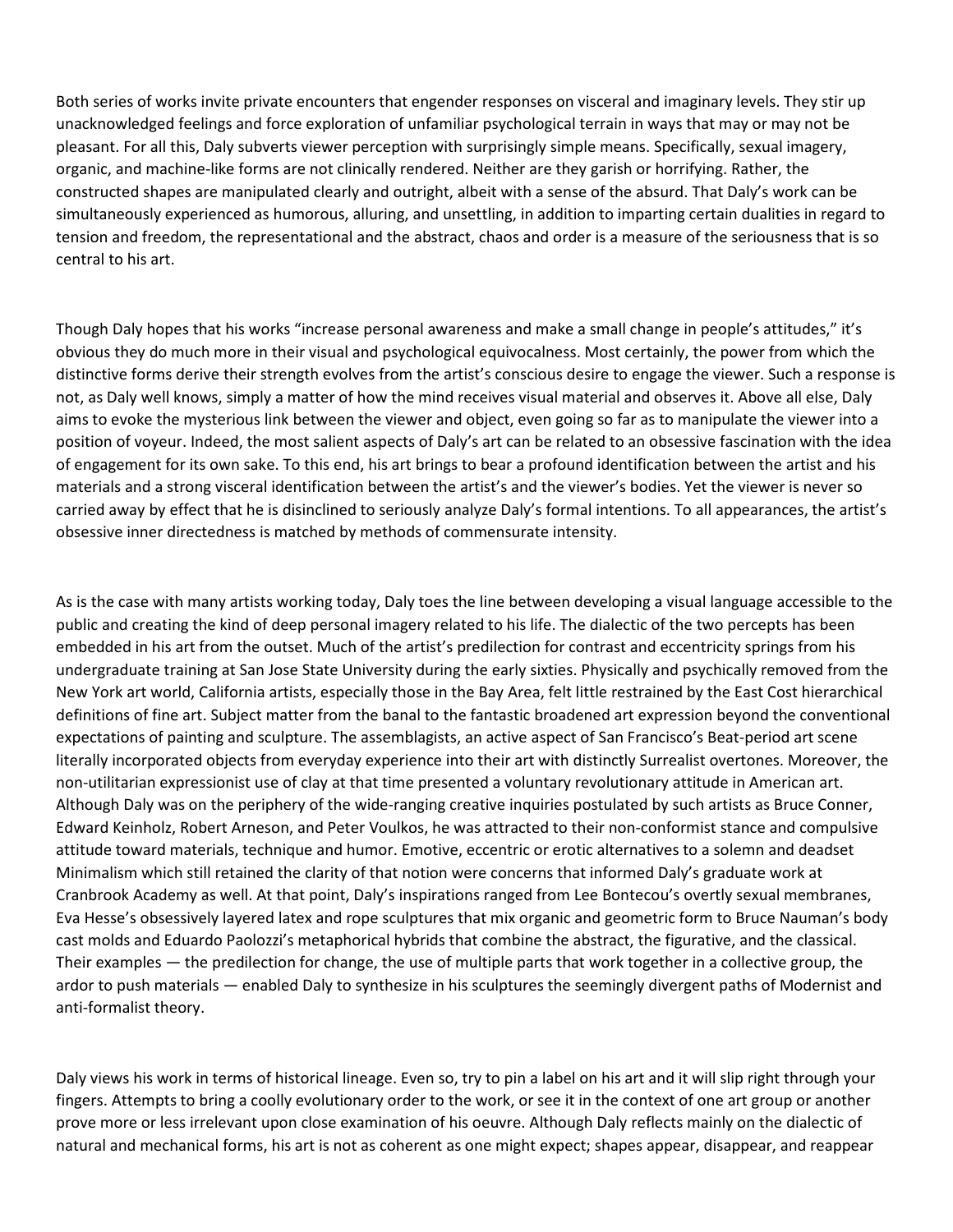Both series of works invite private encounters that engender responses on visceral and imaginary levels. They stir up unacknowledged feelings and force exploration of unfamiliar psychological terrain in ways that may or may not be pleasant. For all this, Daly subverts viewer perception with surprisingly simple means. Specifically, sexual imagery, organic, and machine-like forms are not clinically rendered. Neither are they garish or horrifying. Rather, the constructed shapes are manipulated clearly and outright, albeit with a sense of the absurd. That Daly's work can be simultaneously experienced as humorous, alluring, and unsettling, in addition to imparting certain dualities in regard to tension and freedom, the representational and the abstract, chaos and order is a measure of the seriousness that is so central to his art.

Though Daly hopes that his works "increase personal awareness and make a small change in people's attitudes," it's obvious they do much more in their visual and psychological equivocalness. Most certainly, the power from which the distinctive forms derive their strength evolves from the artist's conscious desire to engage the viewer. Such a response is not, as Daly well knows, simply a matter of how the mind receives visual material and observes it. Above all else, Daly aims to evoke the mysterious link between the viewer and object, even going so far as to manipulate the viewer into a position of voyeur. Indeed, the most salient aspects of Daly's art can be related to an obsessive fascination with the idea of engagement for its own sake. To this end, his art brings to bear a profound identification between the artist and his materials and a strong visceral identification between the artist's and the viewer's bodies. Yet the viewer is never so carried away by effect that he is disinclined to seriously analyze Daly's formal intentions. To all appearances, the artist's obsessive inner directedness is matched by methods of commensurate intensity.

As is the case with many artists working today, Daly toes the line between developing a visual language accessible to the public and creating the kind of deep personal imagery related to his life. The dialectic of the two percepts has been embedded in his art from the outset. Much of the artist's predilection for contrast and eccentricity springs from his undergraduate training at San Jose State University during the early sixties. Physically and psychically removed from the New York art world, California artists, especially those in the Bay Area, felt little restrained by the East Cost hierarchical definitions of fine art. Subject matter from the banal to the fantastic broadened art expression beyond the conventional expectations of painting and sculpture. The assemblagists, an active aspect of San Francisco's Beat-period art scene literally incorporated objects from everyday experience into their art with distinctly Surrealist overtones. Moreover, the non-utilitarian expressionist use of clay at that time presented a voluntary revolutionary attitude in American art. Although Daly was on the periphery of the wide-ranging creative inquiries postulated by such artists as Bruce Conner, Edward Keinholz, Robert Arneson, and Peter Voulkos, he was attracted to their non-conformist stance and compulsive attitude toward materials, technique and humor. Emotive, eccentric or erotic alternatives to a solemn and deadset Minimalism which still retained the clarity of that notion were concerns that informed Daly's graduate work at Cranbrook Academy as well. At that point, Daly's inspirations ranged from Lee Bontecou's overtly sexual membranes, Eva Hesse's obsessively layered latex and rope sculptures that mix organic and geometric form to Bruce Nauman's body cast molds and Eduardo Paolozzi's metaphorical hybrids that combine the abstract, the figurative, and the classical. Their examples — the predilection for change, the use of multiple parts that work together in a collective group, the ardor to push materials — enabled Daly to synthesize in his sculptures the seemingly divergent paths of Modernist and anti-formalist theory.

Daly views his work in terms of historical lineage. Even so, try to pin a label on his art and it will slip right through your fingers. Attempts to bring a coolly evolutionary order to the work, or see it in the context of one art group or another prove more or less irrelevant upon close examination of his oeuvre. Although Daly reflects mainly on the dialectic of natural and mechanical forms, his art is not as coherent as one might expect; shapes appear, disappear, and reappear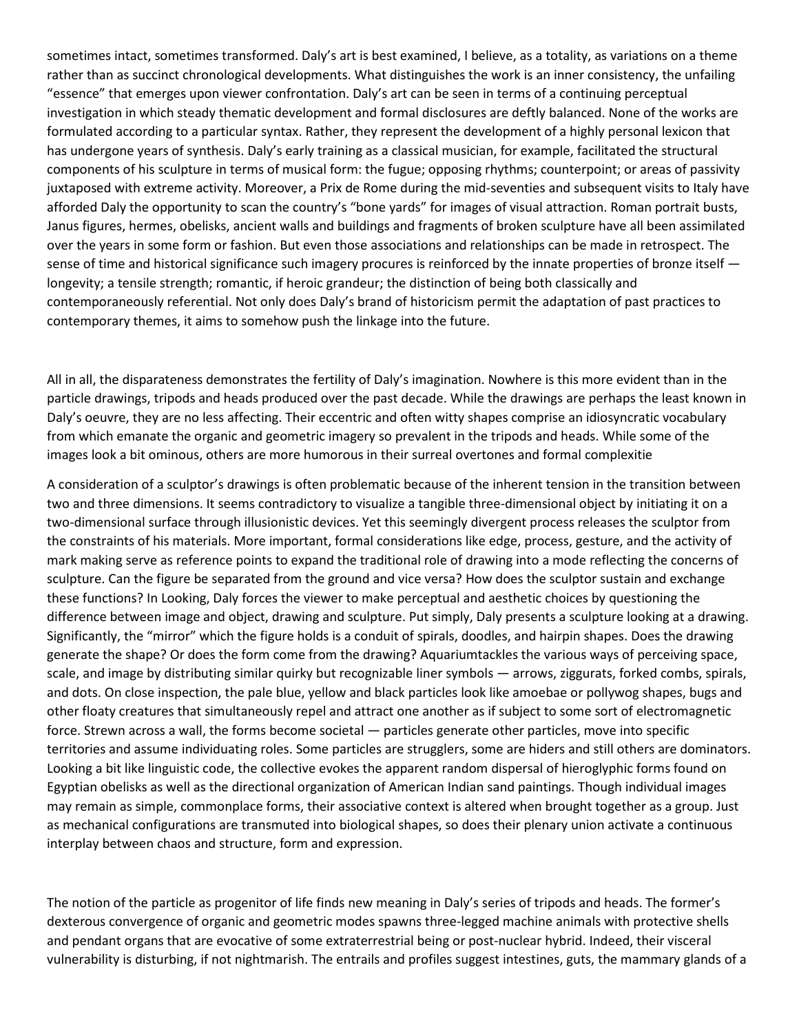sometimes intact, sometimes transformed. Daly's art is best examined, I believe, as a totality, as variations on a theme rather than as succinct chronological developments. What distinguishes the work is an inner consistency, the unfailing "essence" that emerges upon viewer confrontation. Daly's art can be seen in terms of a continuing perceptual investigation in which steady thematic development and formal disclosures are deftly balanced. None of the works are formulated according to a particular syntax. Rather, they represent the development of a highly personal lexicon that has undergone years of synthesis. Daly's early training as a classical musician, for example, facilitated the structural components of his sculpture in terms of musical form: the fugue; opposing rhythms; counterpoint; or areas of passivity juxtaposed with extreme activity. Moreover, a Prix de Rome during the mid-seventies and subsequent visits to Italy have afforded Daly the opportunity to scan the country's "bone yards" for images of visual attraction. Roman portrait busts, Janus figures, hermes, obelisks, ancient walls and buildings and fragments of broken sculpture have all been assimilated over the years in some form or fashion. But even those associations and relationships can be made in retrospect. The sense of time and historical significance such imagery procures is reinforced by the innate properties of bronze itself — longevity; a tensile strength; romantic, if heroic grandeur; the distinction of being both classically and contemporaneously referential. Not only does Daly's brand of historicism permit the adaptation of past practices to contemporary themes, it aims to somehow push the linkage into the future.

All in all, the disparateness demonstrates the fertility of Daly's imagination. Nowhere is this more evident than in the particle drawings, tripods and heads produced over the past decade. While the drawings are perhaps the least known in Daly's oeuvre, they are no less affecting. Their eccentric and often witty shapes comprise an idiosyncratic vocabulary from which emanate the organic and geometric imagery so prevalent in the tripods and heads. While some of the images look a bit ominous, others are more humorous in their surreal overtones and formal complexitie

A consideration of a sculptor's drawings is often problematic because of the inherent tension in the transition between two and three dimensions. It seems contradictory to visualize a tangible three-dimensional object by initiating it on a two-dimensional surface through illusionistic devices. Yet this seemingly divergent process releases the sculptor from the constraints of his materials. More important, formal considerations like edge, process, gesture, and the activity of mark making serve as reference points to expand the traditional role of drawing into a mode reflecting the concerns of sculpture. Can the figure be separated from the ground and vice versa? How does the sculptor sustain and exchange these functions? In Looking, Daly forces the viewer to make perceptual and aesthetic choices by questioning the difference between image and object, drawing and sculpture. Put simply, Daly presents a sculpture looking at a drawing. Significantly, the "mirror" which the figure holds is a conduit of spirals, doodles, and hairpin shapes. Does the drawing generate the shape? Or does the form come from the drawing? Aquariumtackles the various ways of perceiving space, scale, and image by distributing similar quirky but recognizable liner symbols — arrows, ziggurats, forked combs, spirals, and dots. On close inspection, the pale blue, yellow and black particles look like amoebae or pollywog shapes, bugs and other floaty creatures that simultaneously repel and attract one another as if subject to some sort of electromagnetic force. Strewn across a wall, the forms become societal — particles generate other particles, move into specific territories and assume individuating roles. Some particles are strugglers, some are hiders and still others are dominators. Looking a bit like linguistic code, the collective evokes the apparent random dispersal of hieroglyphic forms found on Egyptian obelisks as well as the directional organization of American Indian sand paintings. Though individual images may remain as simple, commonplace forms, their associative context is altered when brought together as a group. Just as mechanical configurations are transmuted into biological shapes, so does their plenary union activate a continuous interplay between chaos and structure, form and expression.

The notion of the particle as progenitor of life finds new meaning in Daly's series of tripods and heads. The former's dexterous convergence of organic and geometric modes spawns three-legged machine animals with protective shells and pendant organs that are evocative of some extraterrestrial being or post-nuclear hybrid. Indeed, their visceral vulnerability is disturbing, if not nightmarish. The entrails and profiles suggest intestines, guts, the mammary glands of a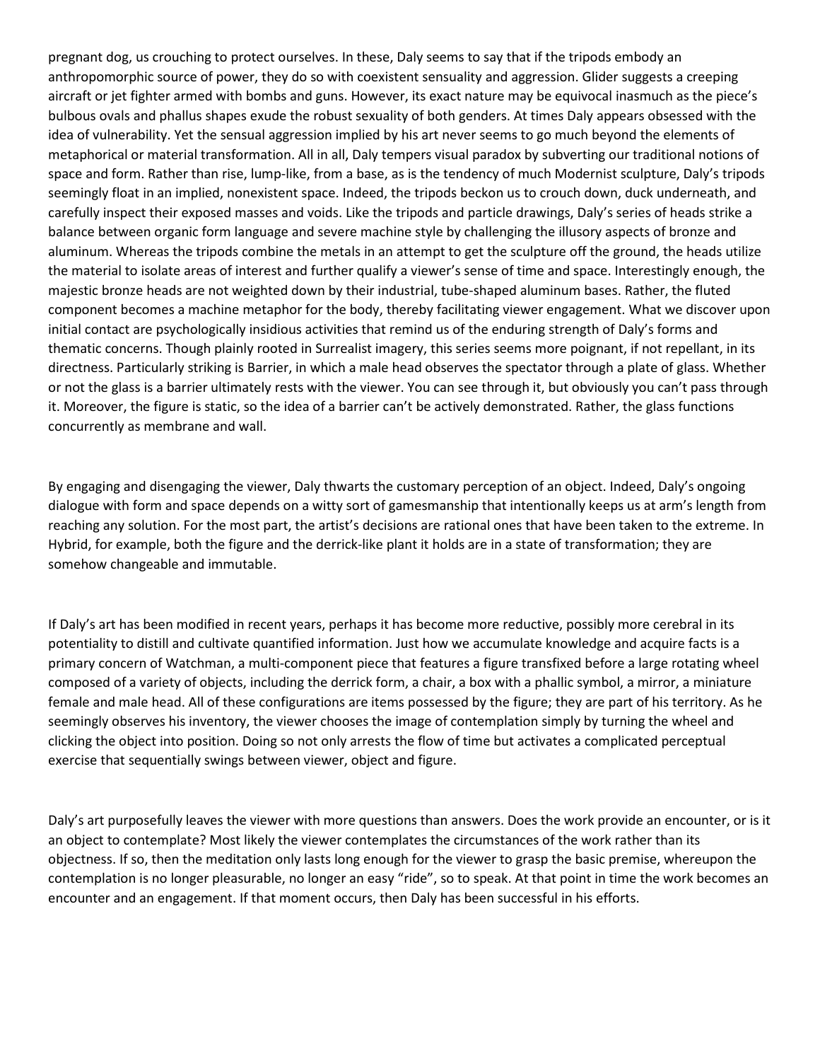pregnant dog, us crouching to protect ourselves. In these, Daly seems to say that if the tripods embody an anthropomorphic source of power, they do so with coexistent sensuality and aggression. Glider suggests a creeping aircraft or jet fighter armed with bombs and guns. However, its exact nature may be equivocal inasmuch as the piece's bulbous ovals and phallus shapes exude the robust sexuality of both genders. At times Daly appears obsessed with the idea of vulnerability. Yet the sensual aggression implied by his art never seems to go much beyond the elements of metaphorical or material transformation. All in all, Daly tempers visual paradox by subverting our traditional notions of space and form. Rather than rise, lump-like, from a base, as is the tendency of much Modernist sculpture, Daly's tripods seemingly float in an implied, nonexistent space. Indeed, the tripods beckon us to crouch down, duck underneath, and carefully inspect their exposed masses and voids. Like the tripods and particle drawings, Daly's series of heads strike a balance between organic form language and severe machine style by challenging the illusory aspects of bronze and aluminum. Whereas the tripods combine the metals in an attempt to get the sculpture off the ground, the heads utilize the material to isolate areas of interest and further qualify a viewer's sense of time and space. Interestingly enough, the majestic bronze heads are not weighted down by their industrial, tube-shaped aluminum bases. Rather, the fluted component becomes a machine metaphor for the body, thereby facilitating viewer engagement. What we discover upon initial contact are psychologically insidious activities that remind us of the enduring strength of Daly's forms and thematic concerns. Though plainly rooted in Surrealist imagery, this series seems more poignant, if not repellant, in its directness. Particularly striking is Barrier, in which a male head observes the spectator through a plate of glass. Whether or not the glass is a barrier ultimately rests with the viewer. You can see through it, but obviously you can't pass through it. Moreover, the figure is static, so the idea of a barrier can't be actively demonstrated. Rather, the glass functions concurrently as membrane and wall.

By engaging and disengaging the viewer, Daly thwarts the customary perception of an object. Indeed, Daly's ongoing dialogue with form and space depends on a witty sort of gamesmanship that intentionally keeps us at arm's length from reaching any solution. For the most part, the artist's decisions are rational ones that have been taken to the extreme. In Hybrid, for example, both the figure and the derrick-like plant it holds are in a state of transformation; they are somehow changeable and immutable.

If Daly's art has been modified in recent years, perhaps it has become more reductive, possibly more cerebral in its potentiality to distill and cultivate quantified information. Just how we accumulate knowledge and acquire facts is a primary concern of Watchman, a multi-component piece that features a figure transfixed before a large rotating wheel composed of a variety of objects, including the derrick form, a chair, a box with a phallic symbol, a mirror, a miniature female and male head. All of these configurations are items possessed by the figure; they are part of his territory. As he seemingly observes his inventory, the viewer chooses the image of contemplation simply by turning the wheel and clicking the object into position. Doing so not only arrests the flow of time but activates a complicated perceptual exercise that sequentially swings between viewer, object and figure.

Daly's art purposefully leaves the viewer with more questions than answers. Does the work provide an encounter, or is it an object to contemplate? Most likely the viewer contemplates the circumstances of the work rather than its objectness. If so, then the meditation only lasts long enough for the viewer to grasp the basic premise, whereupon the contemplation is no longer pleasurable, no longer an easy "ride", so to speak. At that point in time the work becomes an encounter and an engagement. If that moment occurs, then Daly has been successful in his efforts.